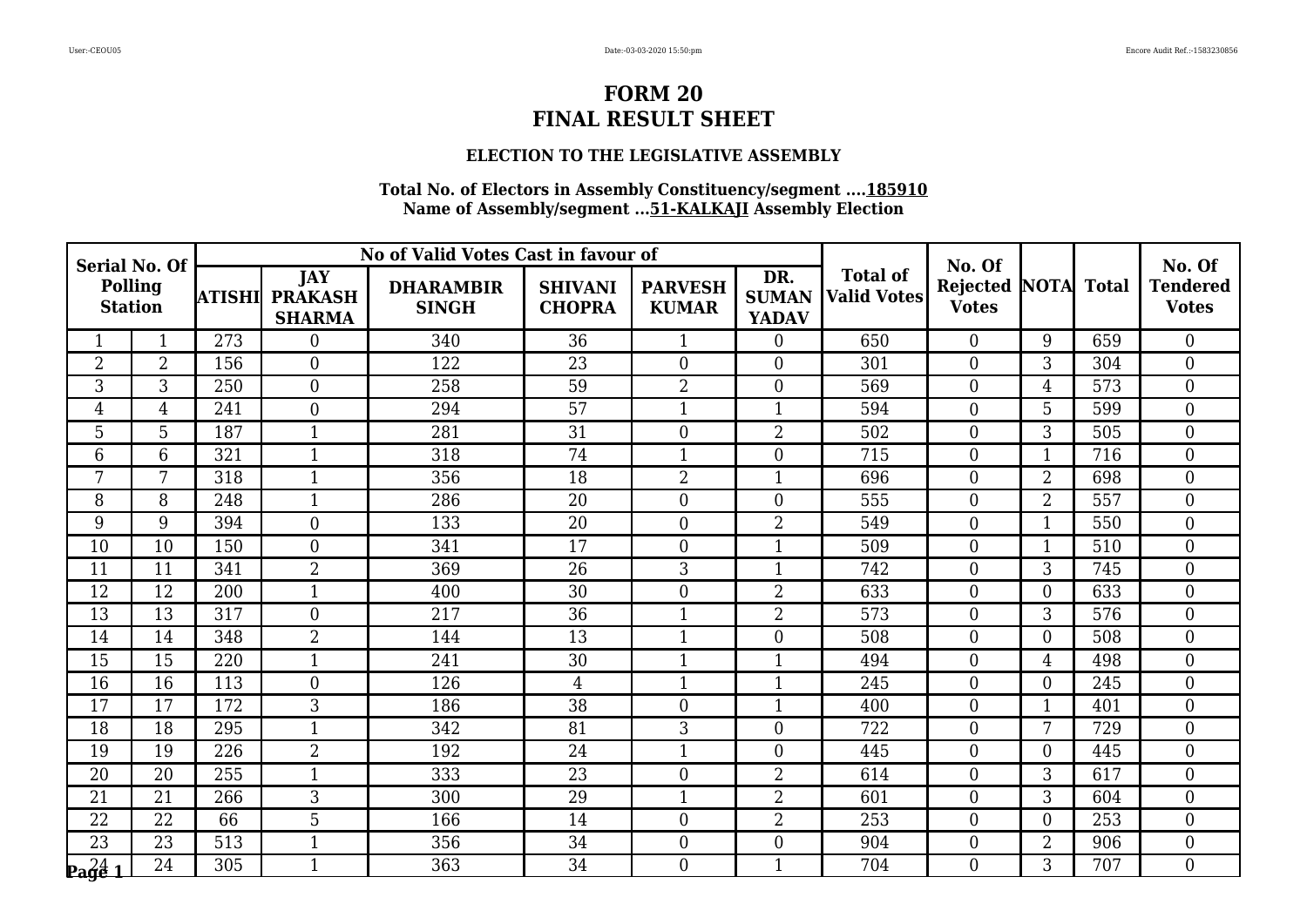# FORM 20
# FINAL RESULT SHEET

### ELECTION TO THE LEGISLATIVE ASSEMBLY

**Total No. of Electors in Assembly Constituency/segment ....185910**
**Name of Assembly/segment ...51-KALKAJI Assembly Election**

| Serial No. Of Polling Station | | No of Valid Votes Cast in favour of | | | | | | Total of Valid Votes | No. Of Rejected Votes | NOTA | Total | No. Of Tendered Votes |
|---|---|---|---|---|---|---|---|---|---|---|---|---|
| | | ATISHI | JAY PRAKASH SHARMA | DHARAMBIR SINGH | SHIVANI CHOPRA | PARVESH KUMAR | DR. SUMAN YADAV | | | | | |
| 1 | 1 | 273 | 0 | 340 | 36 | 1 | 0 | 650 | 0 | 9 | 659 | 0 |
| 2 | 2 | 156 | 0 | 122 | 23 | 0 | 0 | 301 | 0 | 3 | 304 | 0 |
| 3 | 3 | 250 | 0 | 258 | 59 | 2 | 0 | 569 | 0 | 4 | 573 | 0 |
| 4 | 4 | 241 | 0 | 294 | 57 | 1 | 1 | 594 | 0 | 5 | 599 | 0 |
| 5 | 5 | 187 | 1 | 281 | 31 | 0 | 2 | 502 | 0 | 3 | 505 | 0 |
| 6 | 6 | 321 | 1 | 318 | 74 | 1 | 0 | 715 | 0 | 1 | 716 | 0 |
| 7 | 7 | 318 | 1 | 356 | 18 | 2 | 1 | 696 | 0 | 2 | 698 | 0 |
| 8 | 8 | 248 | 1 | 286 | 20 | 0 | 0 | 555 | 0 | 2 | 557 | 0 |
| 9 | 9 | 394 | 0 | 133 | 20 | 0 | 2 | 549 | 0 | 1 | 550 | 0 |
| 10 | 10 | 150 | 0 | 341 | 17 | 0 | 1 | 509 | 0 | 1 | 510 | 0 |
| 11 | 11 | 341 | 2 | 369 | 26 | 3 | 1 | 742 | 0 | 3 | 745 | 0 |
| 12 | 12 | 200 | 1 | 400 | 30 | 0 | 2 | 633 | 0 | 0 | 633 | 0 |
| 13 | 13 | 317 | 0 | 217 | 36 | 1 | 2 | 573 | 0 | 3 | 576 | 0 |
| 14 | 14 | 348 | 2 | 144 | 13 | 1 | 0 | 508 | 0 | 0 | 508 | 0 |
| 15 | 15 | 220 | 1 | 241 | 30 | 1 | 1 | 494 | 0 | 4 | 498 | 0 |
| 16 | 16 | 113 | 0 | 126 | 4 | 1 | 1 | 245 | 0 | 0 | 245 | 0 |
| 17 | 17 | 172 | 3 | 186 | 38 | 0 | 1 | 400 | 0 | 1 | 401 | 0 |
| 18 | 18 | 295 | 1 | 342 | 81 | 3 | 0 | 722 | 0 | 7 | 729 | 0 |
| 19 | 19 | 226 | 2 | 192 | 24 | 1 | 0 | 445 | 0 | 0 | 445 | 0 |
| 20 | 20 | 255 | 1 | 333 | 23 | 0 | 2 | 614 | 0 | 3 | 617 | 0 |
| 21 | 21 | 266 | 3 | 300 | 29 | 1 | 2 | 601 | 0 | 3 | 604 | 0 |
| 22 | 22 | 66 | 5 | 166 | 14 | 0 | 2 | 253 | 0 | 0 | 253 | 0 |
| 23 | 23 | 513 | 1 | 356 | 34 | 0 | 0 | 904 | 0 | 2 | 906 | 0 |
| 24 | 24 | 305 | 1 | 363 | 34 | 0 | 1 | 704 | 0 | 3 | 707 | 0 |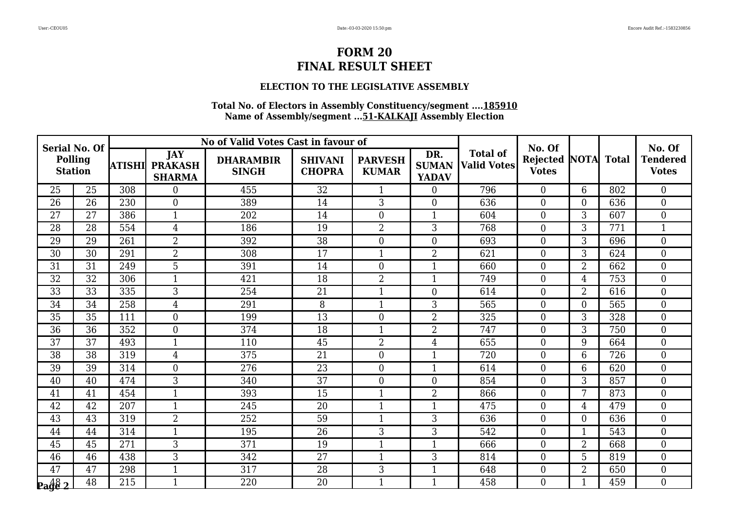# FORM 20
# FINAL RESULT SHEET

### ELECTION TO THE LEGISLATIVE ASSEMBLY

**Total No. of Electors in Assembly Constituency/segment ....185910**
**Name of Assembly/segment ...51-KALKAJI Assembly Election**

| Serial No. Of Polling Station | | No of Valid Votes Cast in favour of | | | | | | Total of Valid Votes | No. Of Rejected Votes | NOTA | Total | No. Of Tendered Votes |
|---|---|---|---|---|---|---|---|---|---|---|---|---|
| | | ATISHI | JAY PRAKASH SHARMA | DHARAMBIR SINGH | SHIVANI CHOPRA | PARVESH KUMAR | DR. SUMAN YADAV | | | | | |
| 25 | 25 | 308 | 0 | 455 | 32 | 1 | 0 | 796 | 0 | 6 | 802 | 0 |
| 26 | 26 | 230 | 0 | 389 | 14 | 3 | 0 | 636 | 0 | 0 | 636 | 0 |
| 27 | 27 | 386 | 1 | 202 | 14 | 0 | 1 | 604 | 0 | 3 | 607 | 0 |
| 28 | 28 | 554 | 4 | 186 | 19 | 2 | 3 | 768 | 0 | 3 | 771 | 1 |
| 29 | 29 | 261 | 2 | 392 | 38 | 0 | 0 | 693 | 0 | 3 | 696 | 0 |
| 30 | 30 | 291 | 2 | 308 | 17 | 1 | 2 | 621 | 0 | 3 | 624 | 0 |
| 31 | 31 | 249 | 5 | 391 | 14 | 0 | 1 | 660 | 0 | 2 | 662 | 0 |
| 32 | 32 | 306 | 1 | 421 | 18 | 2 | 1 | 749 | 0 | 4 | 753 | 0 |
| 33 | 33 | 335 | 3 | 254 | 21 | 1 | 0 | 614 | 0 | 2 | 616 | 0 |
| 34 | 34 | 258 | 4 | 291 | 8 | 1 | 3 | 565 | 0 | 0 | 565 | 0 |
| 35 | 35 | 111 | 0 | 199 | 13 | 0 | 2 | 325 | 0 | 3 | 328 | 0 |
| 36 | 36 | 352 | 0 | 374 | 18 | 1 | 2 | 747 | 0 | 3 | 750 | 0 |
| 37 | 37 | 493 | 1 | 110 | 45 | 2 | 4 | 655 | 0 | 9 | 664 | 0 |
| 38 | 38 | 319 | 4 | 375 | 21 | 0 | 1 | 720 | 0 | 6 | 726 | 0 |
| 39 | 39 | 314 | 0 | 276 | 23 | 0 | 1 | 614 | 0 | 6 | 620 | 0 |
| 40 | 40 | 474 | 3 | 340 | 37 | 0 | 0 | 854 | 0 | 3 | 857 | 0 |
| 41 | 41 | 454 | 1 | 393 | 15 | 1 | 2 | 866 | 0 | 7 | 873 | 0 |
| 42 | 42 | 207 | 1 | 245 | 20 | 1 | 1 | 475 | 0 | 4 | 479 | 0 |
| 43 | 43 | 319 | 2 | 252 | 59 | 1 | 3 | 636 | 0 | 0 | 636 | 0 |
| 44 | 44 | 314 | 1 | 195 | 26 | 3 | 3 | 542 | 0 | 1 | 543 | 0 |
| 45 | 45 | 271 | 3 | 371 | 19 | 1 | 1 | 666 | 0 | 2 | 668 | 0 |
| 46 | 46 | 438 | 3 | 342 | 27 | 1 | 3 | 814 | 0 | 5 | 819 | 0 |
| 47 | 47 | 298 | 1 | 317 | 28 | 3 | 1 | 648 | 0 | 2 | 650 | 0 |
| 48 | 48 | 215 | 1 | 220 | 20 | 1 | 1 | 458 | 0 | 1 | 459 | 0 |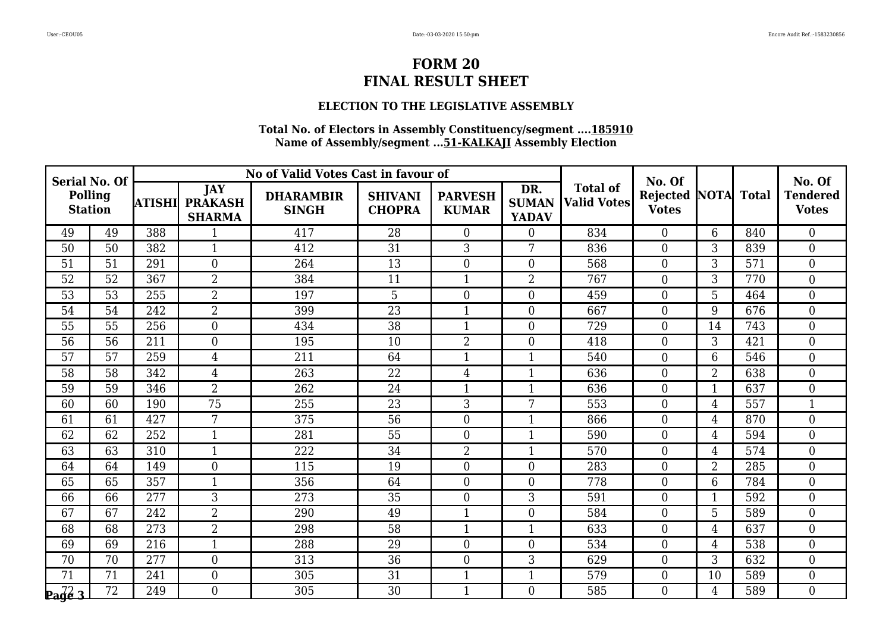# FORM 20
# FINAL RESULT SHEET

### ELECTION TO THE LEGISLATIVE ASSEMBLY

**Total No. of Electors in Assembly Constituency/segment ....185910**
**Name of Assembly/segment ...51-KALKAJI Assembly Election**

| Serial No. Of Polling Station | | No of Valid Votes Cast in favour of | | | | | | Total of Valid Votes | No. Of Rejected Votes | NOTA | Total | No. Of Tendered Votes |
|---|---|---|---|---|---|---|---|---|---|---|---|---|
| | | ATISHI | JAY PRAKASH SHARMA | DHARAMBIR SINGH | SHIVANI CHOPRA | PARVESH KUMAR | DR. SUMAN YADAV | | | | | |
| 49 | 49 | 388 | 1 | 417 | 28 | 0 | 0 | 834 | 0 | 6 | 840 | 0 |
| 50 | 50 | 382 | 1 | 412 | 31 | 3 | 7 | 836 | 0 | 3 | 839 | 0 |
| 51 | 51 | 291 | 0 | 264 | 13 | 0 | 0 | 568 | 0 | 3 | 571 | 0 |
| 52 | 52 | 367 | 2 | 384 | 11 | 1 | 2 | 767 | 0 | 3 | 770 | 0 |
| 53 | 53 | 255 | 2 | 197 | 5 | 0 | 0 | 459 | 0 | 5 | 464 | 0 |
| 54 | 54 | 242 | 2 | 399 | 23 | 1 | 0 | 667 | 0 | 9 | 676 | 0 |
| 55 | 55 | 256 | 0 | 434 | 38 | 1 | 0 | 729 | 0 | 14 | 743 | 0 |
| 56 | 56 | 211 | 0 | 195 | 10 | 2 | 0 | 418 | 0 | 3 | 421 | 0 |
| 57 | 57 | 259 | 4 | 211 | 64 | 1 | 1 | 540 | 0 | 6 | 546 | 0 |
| 58 | 58 | 342 | 4 | 263 | 22 | 4 | 1 | 636 | 0 | 2 | 638 | 0 |
| 59 | 59 | 346 | 2 | 262 | 24 | 1 | 1 | 636 | 0 | 1 | 637 | 0 |
| 60 | 60 | 190 | 75 | 255 | 23 | 3 | 7 | 553 | 0 | 4 | 557 | 1 |
| 61 | 61 | 427 | 7 | 375 | 56 | 0 | 1 | 866 | 0 | 4 | 870 | 0 |
| 62 | 62 | 252 | 1 | 281 | 55 | 0 | 1 | 590 | 0 | 4 | 594 | 0 |
| 63 | 63 | 310 | 1 | 222 | 34 | 2 | 1 | 570 | 0 | 4 | 574 | 0 |
| 64 | 64 | 149 | 0 | 115 | 19 | 0 | 0 | 283 | 0 | 2 | 285 | 0 |
| 65 | 65 | 357 | 1 | 356 | 64 | 0 | 0 | 778 | 0 | 6 | 784 | 0 |
| 66 | 66 | 277 | 3 | 273 | 35 | 0 | 3 | 591 | 0 | 1 | 592 | 0 |
| 67 | 67 | 242 | 2 | 290 | 49 | 1 | 0 | 584 | 0 | 5 | 589 | 0 |
| 68 | 68 | 273 | 2 | 298 | 58 | 1 | 1 | 633 | 0 | 4 | 637 | 0 |
| 69 | 69 | 216 | 1 | 288 | 29 | 0 | 0 | 534 | 0 | 4 | 538 | 0 |
| 70 | 70 | 277 | 0 | 313 | 36 | 0 | 3 | 629 | 0 | 3 | 632 | 0 |
| 71 | 71 | 241 | 0 | 305 | 31 | 1 | 1 | 579 | 0 | 10 | 589 | 0 |
| 72 | 72 | 249 | 0 | 305 | 30 | 1 | 0 | 585 | 0 | 4 | 589 | 0 |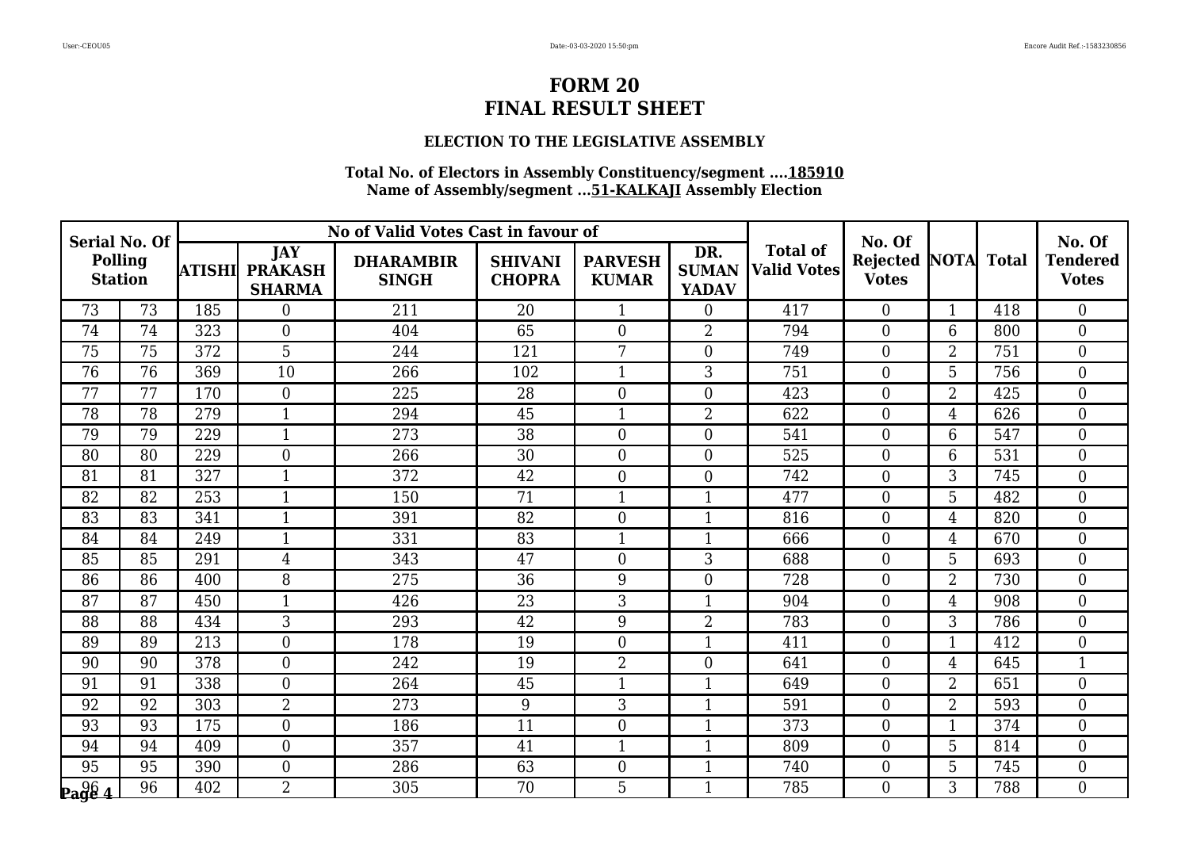# FORM 20
# FINAL RESULT SHEET

### ELECTION TO THE LEGISLATIVE ASSEMBLY

**Total No. of Electors in Assembly Constituency/segment ....185910**
**Name of Assembly/segment ...51-KALKAJI Assembly Election**

| Serial No. Of Polling Station | | No of Valid Votes Cast in favour of | | | | | | Total of Valid Votes | No. Of Rejected Votes | NOTA | Total | No. Of Tendered Votes |
|---|---|---|---|---|---|---|---|---|---|---|---|---|
| | | ATISHI | JAY PRAKASH SHARMA | DHARAMBIR SINGH | SHIVANI CHOPRA | PARVESH KUMAR | DR. SUMAN YADAV | | | | | |
| 73 | 73 | 185 | 0 | 211 | 20 | 1 | 0 | 417 | 0 | 1 | 418 | 0 |
| 74 | 74 | 323 | 0 | 404 | 65 | 0 | 2 | 794 | 0 | 6 | 800 | 0 |
| 75 | 75 | 372 | 5 | 244 | 121 | 7 | 0 | 749 | 0 | 2 | 751 | 0 |
| 76 | 76 | 369 | 10 | 266 | 102 | 1 | 3 | 751 | 0 | 5 | 756 | 0 |
| 77 | 77 | 170 | 0 | 225 | 28 | 0 | 0 | 423 | 0 | 2 | 425 | 0 |
| 78 | 78 | 279 | 1 | 294 | 45 | 1 | 2 | 622 | 0 | 4 | 626 | 0 |
| 79 | 79 | 229 | 1 | 273 | 38 | 0 | 0 | 541 | 0 | 6 | 547 | 0 |
| 80 | 80 | 229 | 0 | 266 | 30 | 0 | 0 | 525 | 0 | 6 | 531 | 0 |
| 81 | 81 | 327 | 1 | 372 | 42 | 0 | 0 | 742 | 0 | 3 | 745 | 0 |
| 82 | 82 | 253 | 1 | 150 | 71 | 1 | 1 | 477 | 0 | 5 | 482 | 0 |
| 83 | 83 | 341 | 1 | 391 | 82 | 0 | 1 | 816 | 0 | 4 | 820 | 0 |
| 84 | 84 | 249 | 1 | 331 | 83 | 1 | 1 | 666 | 0 | 4 | 670 | 0 |
| 85 | 85 | 291 | 4 | 343 | 47 | 0 | 3 | 688 | 0 | 5 | 693 | 0 |
| 86 | 86 | 400 | 8 | 275 | 36 | 9 | 0 | 728 | 0 | 2 | 730 | 0 |
| 87 | 87 | 450 | 1 | 426 | 23 | 3 | 1 | 904 | 0 | 4 | 908 | 0 |
| 88 | 88 | 434 | 3 | 293 | 42 | 9 | 2 | 783 | 0 | 3 | 786 | 0 |
| 89 | 89 | 213 | 0 | 178 | 19 | 0 | 1 | 411 | 0 | 1 | 412 | 0 |
| 90 | 90 | 378 | 0 | 242 | 19 | 2 | 0 | 641 | 0 | 4 | 645 | 1 |
| 91 | 91 | 338 | 0 | 264 | 45 | 1 | 1 | 649 | 0 | 2 | 651 | 0 |
| 92 | 92 | 303 | 2 | 273 | 9 | 3 | 1 | 591 | 0 | 2 | 593 | 0 |
| 93 | 93 | 175 | 0 | 186 | 11 | 0 | 1 | 373 | 0 | 1 | 374 | 0 |
| 94 | 94 | 409 | 0 | 357 | 41 | 1 | 1 | 809 | 0 | 5 | 814 | 0 |
| 95 | 95 | 390 | 0 | 286 | 63 | 0 | 1 | 740 | 0 | 5 | 745 | 0 |
| 96 | 96 | 402 | 2 | 305 | 70 | 5 | 1 | 785 | 0 | 3 | 788 | 0 |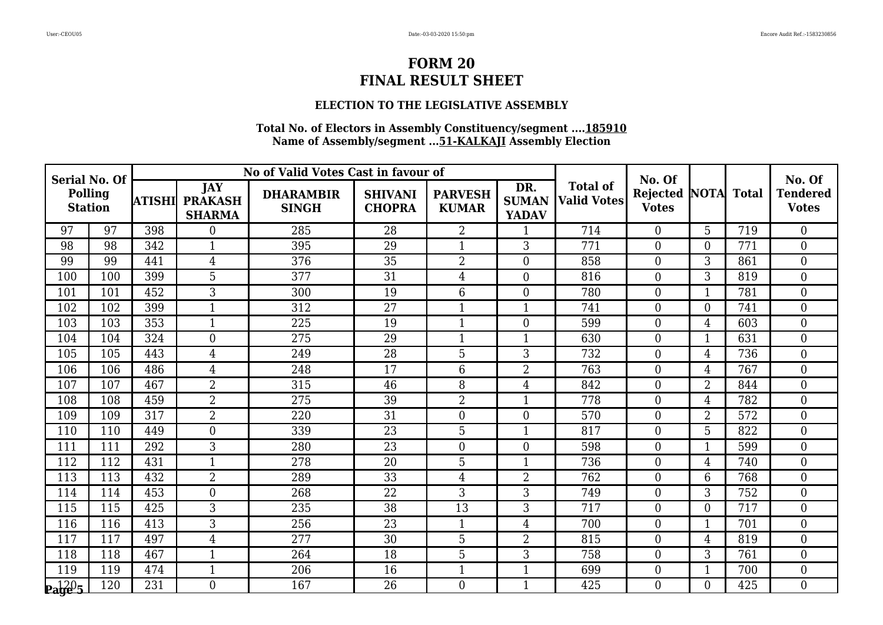# FORM 20
# FINAL RESULT SHEET

### ELECTION TO THE LEGISLATIVE ASSEMBLY

**Total No. of Electors in Assembly Constituency/segment ....185910**
**Name of Assembly/segment ...51-KALKAJI Assembly Election**

| Serial No. Of Polling Station | | No of Valid Votes Cast in favour of | | | | | | Total of Valid Votes | No. Of Rejected Votes | NOTA | Total | No. Of Tendered Votes |
|---|---|---|---|---|---|---|---|---|---|---|---|---|
| | | ATISHI | JAY PRAKASH SHARMA | DHARAMBIR SINGH | SHIVANI CHOPRA | PARVESH KUMAR | DR. SUMAN YADAV | | | | | |
| 97 | 97 | 398 | 0 | 285 | 28 | 2 | 1 | 714 | 0 | 5 | 719 | 0 |
| 98 | 98 | 342 | 1 | 395 | 29 | 1 | 3 | 771 | 0 | 0 | 771 | 0 |
| 99 | 99 | 441 | 4 | 376 | 35 | 2 | 0 | 858 | 0 | 3 | 861 | 0 |
| 100 | 100 | 399 | 5 | 377 | 31 | 4 | 0 | 816 | 0 | 3 | 819 | 0 |
| 101 | 101 | 452 | 3 | 300 | 19 | 6 | 0 | 780 | 0 | 1 | 781 | 0 |
| 102 | 102 | 399 | 1 | 312 | 27 | 1 | 1 | 741 | 0 | 0 | 741 | 0 |
| 103 | 103 | 353 | 1 | 225 | 19 | 1 | 0 | 599 | 0 | 4 | 603 | 0 |
| 104 | 104 | 324 | 0 | 275 | 29 | 1 | 1 | 630 | 0 | 1 | 631 | 0 |
| 105 | 105 | 443 | 4 | 249 | 28 | 5 | 3 | 732 | 0 | 4 | 736 | 0 |
| 106 | 106 | 486 | 4 | 248 | 17 | 6 | 2 | 763 | 0 | 4 | 767 | 0 |
| 107 | 107 | 467 | 2 | 315 | 46 | 8 | 4 | 842 | 0 | 2 | 844 | 0 |
| 108 | 108 | 459 | 2 | 275 | 39 | 2 | 1 | 778 | 0 | 4 | 782 | 0 |
| 109 | 109 | 317 | 2 | 220 | 31 | 0 | 0 | 570 | 0 | 2 | 572 | 0 |
| 110 | 110 | 449 | 0 | 339 | 23 | 5 | 1 | 817 | 0 | 5 | 822 | 0 |
| 111 | 111 | 292 | 3 | 280 | 23 | 0 | 0 | 598 | 0 | 1 | 599 | 0 |
| 112 | 112 | 431 | 1 | 278 | 20 | 5 | 1 | 736 | 0 | 4 | 740 | 0 |
| 113 | 113 | 432 | 2 | 289 | 33 | 4 | 2 | 762 | 0 | 6 | 768 | 0 |
| 114 | 114 | 453 | 0 | 268 | 22 | 3 | 3 | 749 | 0 | 3 | 752 | 0 |
| 115 | 115 | 425 | 3 | 235 | 38 | 13 | 3 | 717 | 0 | 0 | 717 | 0 |
| 116 | 116 | 413 | 3 | 256 | 23 | 1 | 4 | 700 | 0 | 1 | 701 | 0 |
| 117 | 117 | 497 | 4 | 277 | 30 | 5 | 2 | 815 | 0 | 4 | 819 | 0 |
| 118 | 118 | 467 | 1 | 264 | 18 | 5 | 3 | 758 | 0 | 3 | 761 | 0 |
| 119 | 119 | 474 | 1 | 206 | 16 | 1 | 1 | 699 | 0 | 1 | 700 | 0 |
| 120 | 120 | 231 | 0 | 167 | 26 | 0 | 1 | 425 | 0 | 0 | 425 | 0 |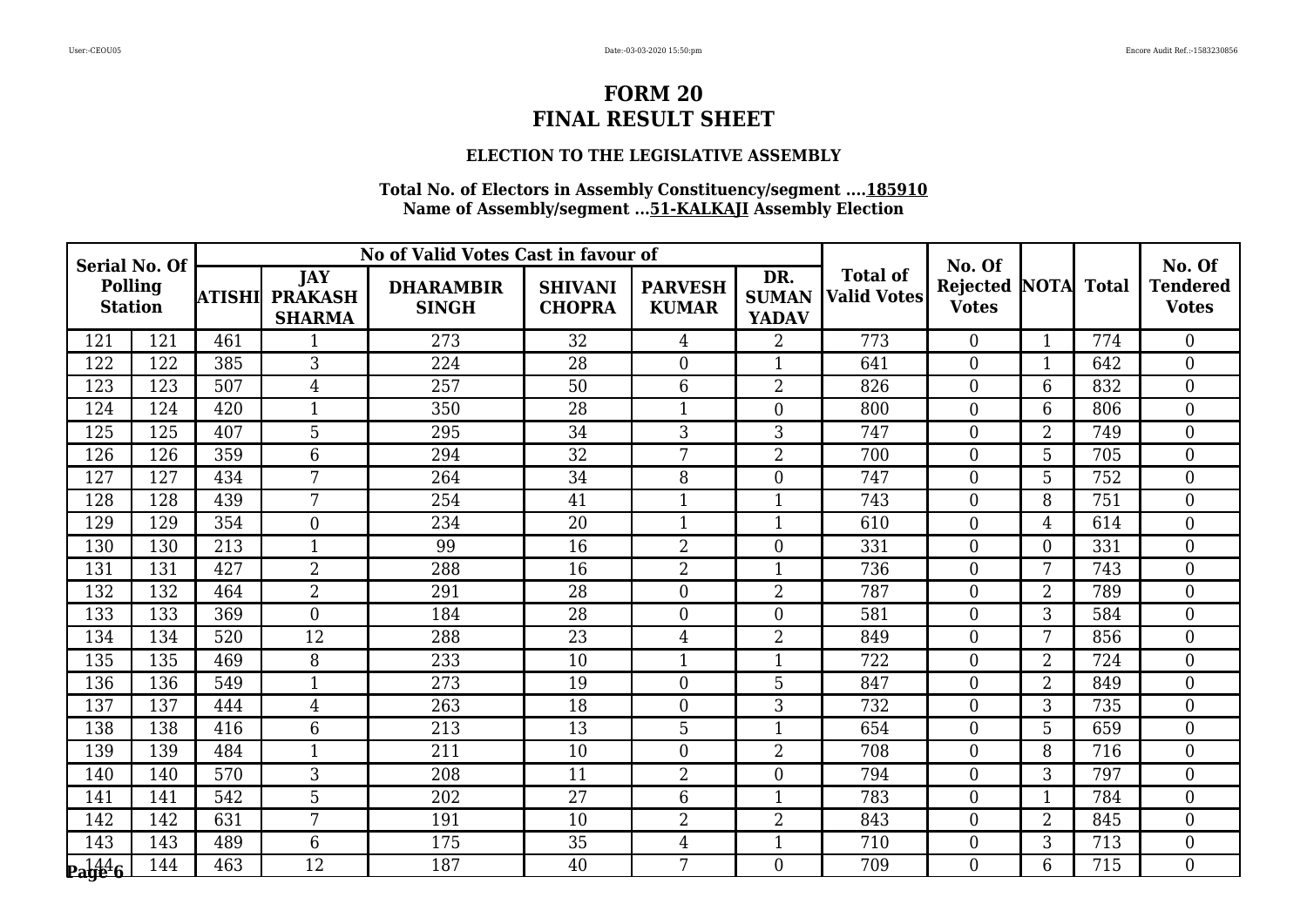# FORM 20
# FINAL RESULT SHEET

### ELECTION TO THE LEGISLATIVE ASSEMBLY

**Total No. of Electors in Assembly Constituency/segment ....185910**
**Name of Assembly/segment ...51-KALKAJI Assembly Election**

| Serial No. Of Polling Station | | No of Valid Votes Cast in favour of | | | | | | Total of Valid Votes | No. Of Rejected Votes | NOTA | Total | No. Of Tendered Votes |
|---|---|---|---|---|---|---|---|---|---|---|---|---|
| | | ATISHI | JAY PRAKASH SHARMA | DHARAMBIR SINGH | SHIVANI CHOPRA | PARVESH KUMAR | DR. SUMAN YADAV | | | | | |
| 121 | 121 | 461 | 1 | 273 | 32 | 4 | 2 | 773 | 0 | 1 | 774 | 0 |
| 122 | 122 | 385 | 3 | 224 | 28 | 0 | 1 | 641 | 0 | 1 | 642 | 0 |
| 123 | 123 | 507 | 4 | 257 | 50 | 6 | 2 | 826 | 0 | 6 | 832 | 0 |
| 124 | 124 | 420 | 1 | 350 | 28 | 1 | 0 | 800 | 0 | 6 | 806 | 0 |
| 125 | 125 | 407 | 5 | 295 | 34 | 3 | 3 | 747 | 0 | 2 | 749 | 0 |
| 126 | 126 | 359 | 6 | 294 | 32 | 7 | 2 | 700 | 0 | 5 | 705 | 0 |
| 127 | 127 | 434 | 7 | 264 | 34 | 8 | 0 | 747 | 0 | 5 | 752 | 0 |
| 128 | 128 | 439 | 7 | 254 | 41 | 1 | 1 | 743 | 0 | 8 | 751 | 0 |
| 129 | 129 | 354 | 0 | 234 | 20 | 1 | 1 | 610 | 0 | 4 | 614 | 0 |
| 130 | 130 | 213 | 1 | 99 | 16 | 2 | 0 | 331 | 0 | 0 | 331 | 0 |
| 131 | 131 | 427 | 2 | 288 | 16 | 2 | 1 | 736 | 0 | 7 | 743 | 0 |
| 132 | 132 | 464 | 2 | 291 | 28 | 0 | 2 | 787 | 0 | 2 | 789 | 0 |
| 133 | 133 | 369 | 0 | 184 | 28 | 0 | 0 | 581 | 0 | 3 | 584 | 0 |
| 134 | 134 | 520 | 12 | 288 | 23 | 4 | 2 | 849 | 0 | 7 | 856 | 0 |
| 135 | 135 | 469 | 8 | 233 | 10 | 1 | 1 | 722 | 0 | 2 | 724 | 0 |
| 136 | 136 | 549 | 1 | 273 | 19 | 0 | 5 | 847 | 0 | 2 | 849 | 0 |
| 137 | 137 | 444 | 4 | 263 | 18 | 0 | 3 | 732 | 0 | 3 | 735 | 0 |
| 138 | 138 | 416 | 6 | 213 | 13 | 5 | 1 | 654 | 0 | 5 | 659 | 0 |
| 139 | 139 | 484 | 1 | 211 | 10 | 0 | 2 | 708 | 0 | 8 | 716 | 0 |
| 140 | 140 | 570 | 3 | 208 | 11 | 2 | 0 | 794 | 0 | 3 | 797 | 0 |
| 141 | 141 | 542 | 5 | 202 | 27 | 6 | 1 | 783 | 0 | 1 | 784 | 0 |
| 142 | 142 | 631 | 7 | 191 | 10 | 2 | 2 | 843 | 0 | 2 | 845 | 0 |
| 143 | 143 | 489 | 6 | 175 | 35 | 4 | 1 | 710 | 0 | 3 | 713 | 0 |
| 144 | 144 | 463 | 12 | 187 | 40 | 7 | 0 | 709 | 0 | 6 | 715 | 0 |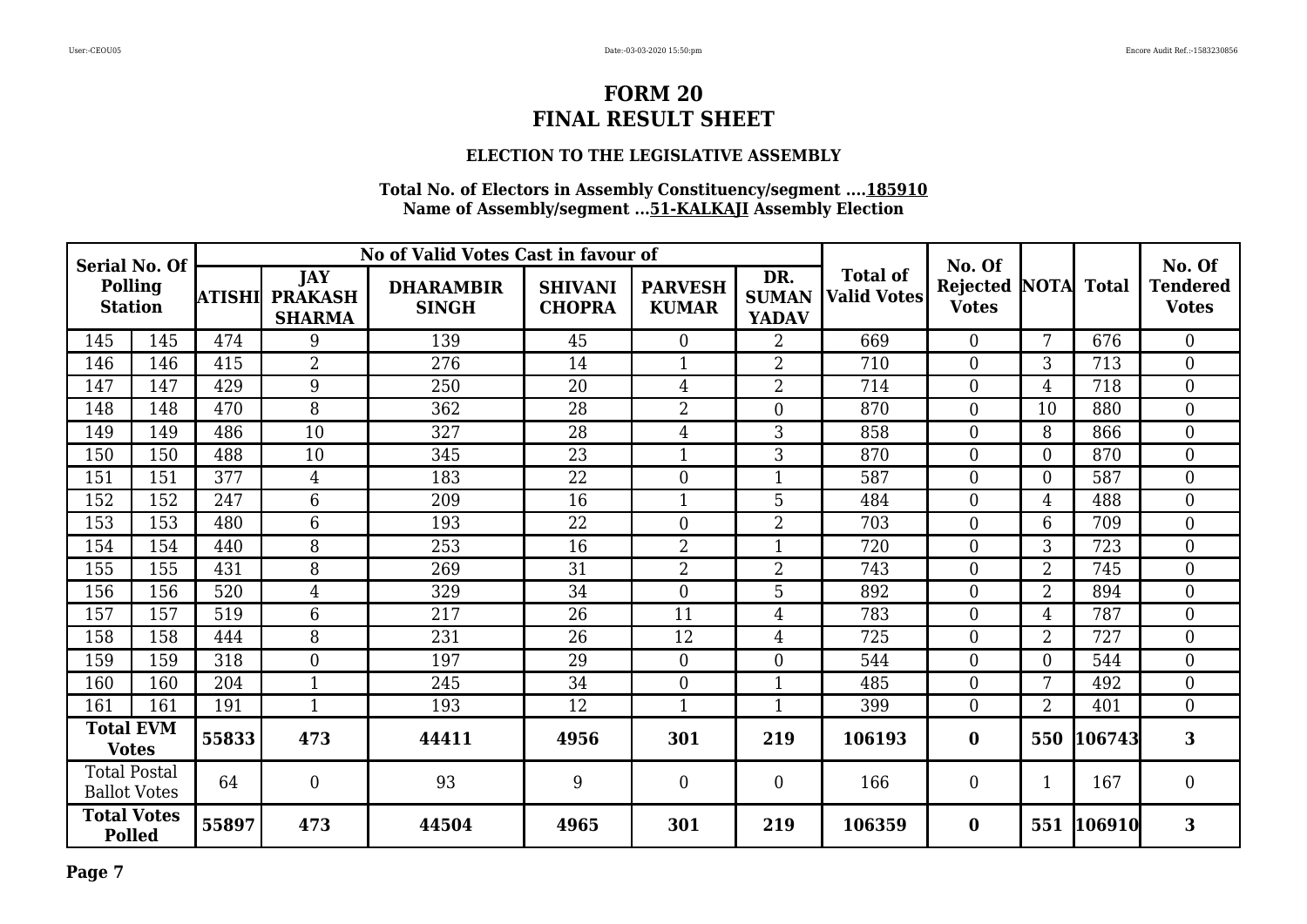# FORM 20
# FINAL RESULT SHEET

### ELECTION TO THE LEGISLATIVE ASSEMBLY

**Total No. of Electors in Assembly Constituency/segment ....185910**
**Name of Assembly/segment ...51-KALKAJI Assembly Election**

| Serial No. Of Polling Station | | No of Valid Votes Cast in favour of | | | | | | Total of Valid Votes | No. Of Rejected Votes | NOTA | Total | No. Of Tendered Votes |
|---|---|---|---|---|---|---|---|---|---|---|---|---|
| | | ATISHI | JAY PRAKASH SHARMA | DHARAMBIR SINGH | SHIVANI CHOPRA | PARVESH KUMAR | DR. SUMAN YADAV | | | | | |
| 145 | 145 | 474 | 9 | 139 | 45 | 0 | 2 | 669 | 0 | 7 | 676 | 0 |
| 146 | 146 | 415 | 2 | 276 | 14 | 1 | 2 | 710 | 0 | 3 | 713 | 0 |
| 147 | 147 | 429 | 9 | 250 | 20 | 4 | 2 | 714 | 0 | 4 | 718 | 0 |
| 148 | 148 | 470 | 8 | 362 | 28 | 2 | 0 | 870 | 0 | 10 | 880 | 0 |
| 149 | 149 | 486 | 10 | 327 | 28 | 4 | 3 | 858 | 0 | 8 | 866 | 0 |
| 150 | 150 | 488 | 10 | 345 | 23 | 1 | 3 | 870 | 0 | 0 | 870 | 0 |
| 151 | 151 | 377 | 4 | 183 | 22 | 0 | 1 | 587 | 0 | 0 | 587 | 0 |
| 152 | 152 | 247 | 6 | 209 | 16 | 1 | 5 | 484 | 0 | 4 | 488 | 0 |
| 153 | 153 | 480 | 6 | 193 | 22 | 0 | 2 | 703 | 0 | 6 | 709 | 0 |
| 154 | 154 | 440 | 8 | 253 | 16 | 2 | 1 | 720 | 0 | 3 | 723 | 0 |
| 155 | 155 | 431 | 8 | 269 | 31 | 2 | 2 | 743 | 0 | 2 | 745 | 0 |
| 156 | 156 | 520 | 4 | 329 | 34 | 0 | 5 | 892 | 0 | 2 | 894 | 0 |
| 157 | 157 | 519 | 6 | 217 | 26 | 11 | 4 | 783 | 0 | 4 | 787 | 0 |
| 158 | 158 | 444 | 8 | 231 | 26 | 12 | 4 | 725 | 0 | 2 | 727 | 0 |
| 159 | 159 | 318 | 0 | 197 | 29 | 0 | 0 | 544 | 0 | 0 | 544 | 0 |
| 160 | 160 | 204 | 1 | 245 | 34 | 0 | 1 | 485 | 0 | 7 | 492 | 0 |
| 161 | 161 | 191 | 1 | 193 | 12 | 1 | 1 | 399 | 0 | 2 | 401 | 0 |
| **Total EVM Votes** | | **55833** | **473** | **44411** | **4956** | **301** | **219** | **106193** | **0** | **550** | **106743** | **3** |
| Total Postal Ballot Votes | | 64 | 0 | 93 | 9 | 0 | 0 | 166 | 0 | 1 | 167 | 0 |
| **Total Votes Polled** | | **55897** | **473** | **44504** | **4965** | **301** | **219** | **106359** | **0** | **551** | **106910** | **3** |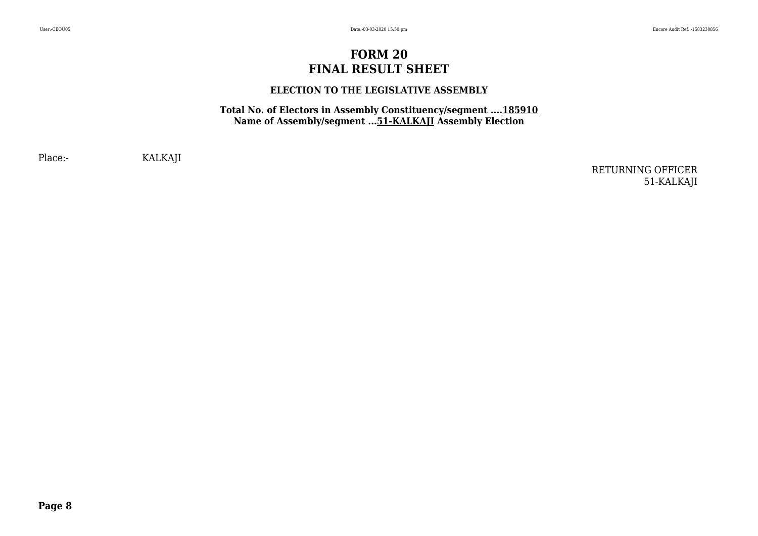# FORM 20
# FINAL RESULT SHEET

### ELECTION TO THE LEGISLATIVE ASSEMBLY

**Total No. of Electors in Assembly Constituency/segment ....185910**
**Name of Assembly/segment ...51-KALKAJI Assembly Election**

Place:- KALKAJI

RETURNING OFFICER
51-KALKAJI